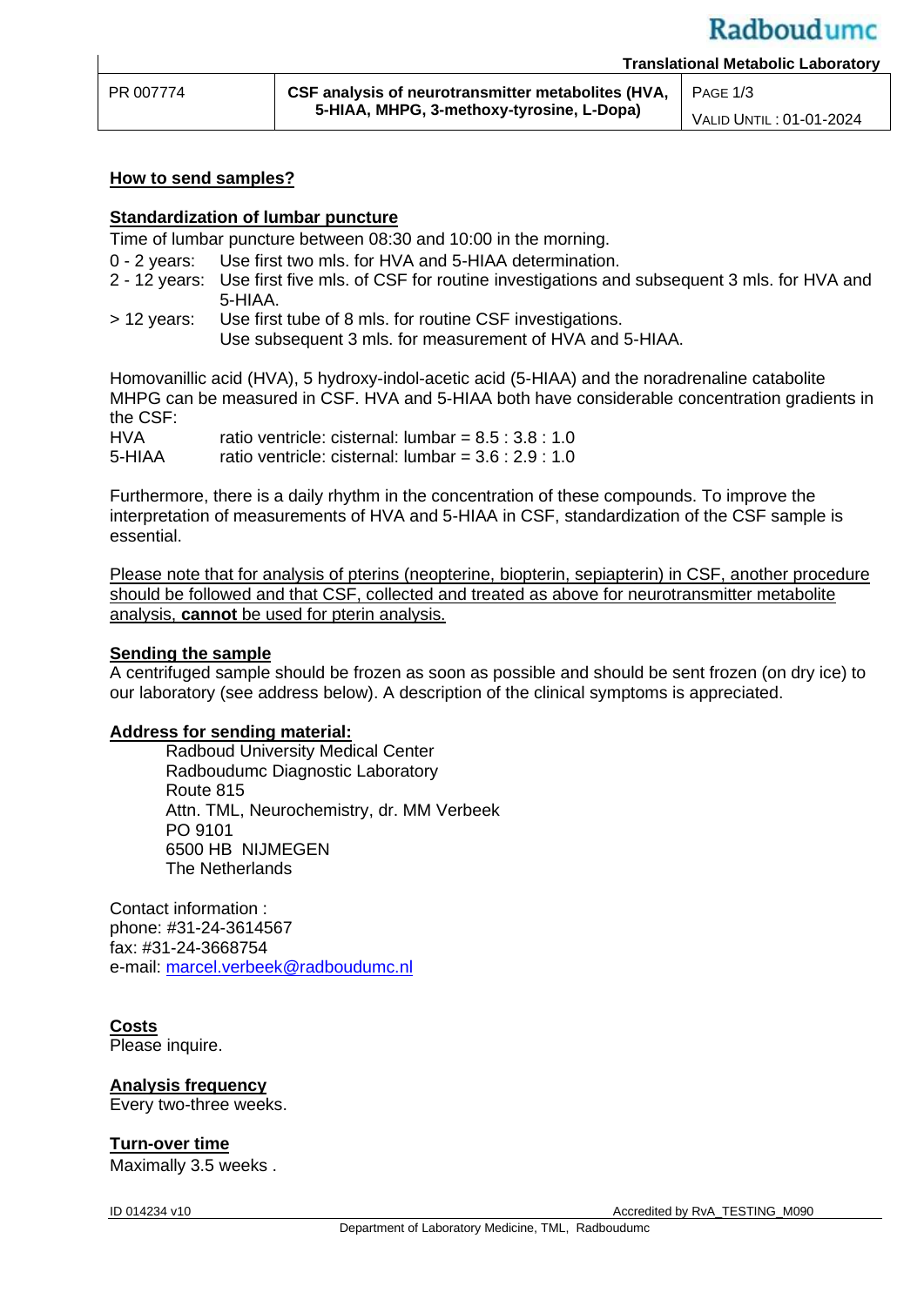| PR 007774 | CSF analysis of neurotransmitter metabolites (HVA, 5-HIAA, MHPG, 3-methoxy-tyrosine, L-Dopa) | PAGE 1/3<br>VALID UNTIL : 01-01-2024 |
|---|---|---|

## How to send samples?

### Standardization of lumbar puncture

Time of lumbar puncture between 08:30 and 10:00 in the morning.

- 0 - 2 years: Use first two mls. for HVA and 5-HIAA determination.
- 2 - 12 years: Use first five mls. of CSF for routine investigations and subsequent 3 mls. for HVA and 5-HIAA.
- > 12 years: Use first tube of 8 mls. for routine CSF investigations. Use subsequent 3 mls. for measurement of HVA and 5-HIAA.

Homovanillic acid (HVA), 5 hydroxy-indol-acetic acid (5-HIAA) and the noradrenaline catabolite MHPG can be measured in CSF. HVA and 5-HIAA both have considerable concentration gradients in the CSF:

HVA ratio ventricle: cisternal: lumbar = 8.5 : 3.8 : 1.0
5-HIAA ratio ventricle: cisternal: lumbar = 3.6 : 2.9 : 1.0

Furthermore, there is a daily rhythm in the concentration of these compounds. To improve the interpretation of measurements of HVA and 5-HIAA in CSF, standardization of the CSF sample is essential.

Please note that for analysis of pterins (neopterine, biopterin, sepiapterin) in CSF, another procedure should be followed and that CSF, collected and treated as above for neurotransmitter metabolite analysis, **cannot** be used for pterin analysis.

### Sending the sample

A centrifuged sample should be frozen as soon as possible and should be sent frozen (on dry ice) to our laboratory (see address below). A description of the clinical symptoms is appreciated.

### Address for sending material:

Radboud University Medical Center
Radboudumc Diagnostic Laboratory
Route 815
Attn. TML, Neurochemistry, dr. MM Verbeek
PO 9101
6500 HB NIJMEGEN
The Netherlands

Contact information :
phone: #31-24-3614567
fax: #31-24-3668754
e-mail: marcel.verbeek@radboudumc.nl

### Costs

Please inquire.

### Analysis frequency

Every two-three weeks.

### Turn-over time

Maximally 3.5 weeks .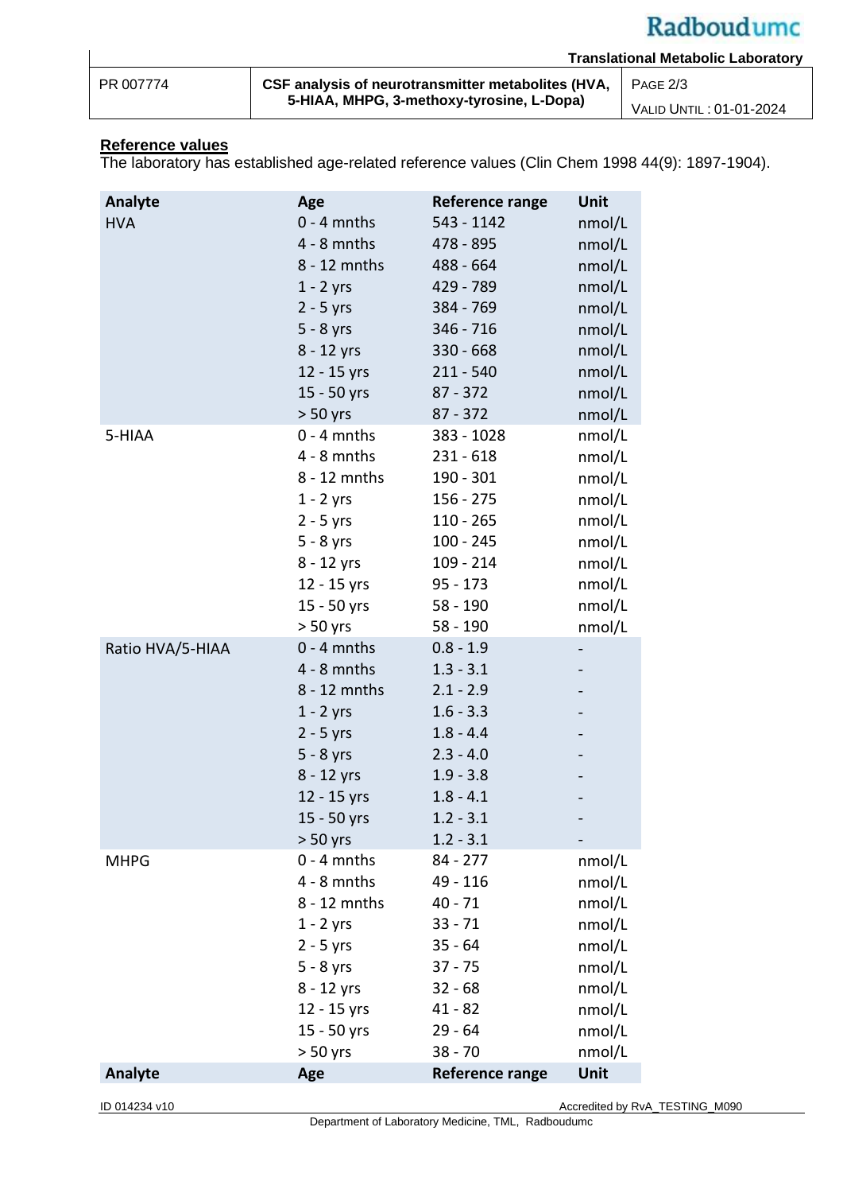## Reference values

The laboratory has established age-related reference values (Clin Chem 1998 44(9): 1897-1904).

| Analyte | Age | Reference range | Unit |
|---|---|---|---|
| HVA | 0 - 4 mnths | 543 - 1142 | nmol/L |
| | 4 - 8 mnths | 478 - 895 | nmol/L |
| | 8 - 12 mnths | 488 - 664 | nmol/L |
| | 1 - 2 yrs | 429 - 789 | nmol/L |
| | 2 - 5 yrs | 384 - 769 | nmol/L |
| | 5 - 8 yrs | 346 - 716 | nmol/L |
| | 8 - 12 yrs | 330 - 668 | nmol/L |
| | 12 - 15 yrs | 211 - 540 | nmol/L |
| | 15 - 50 yrs | 87 - 372 | nmol/L |
| | > 50 yrs | 87 - 372 | nmol/L |
| 5-HIAA | 0 - 4 mnths | 383 - 1028 | nmol/L |
| | 4 - 8 mnths | 231 - 618 | nmol/L |
| | 8 - 12 mnths | 190 - 301 | nmol/L |
| | 1 - 2 yrs | 156 - 275 | nmol/L |
| | 2 - 5 yrs | 110 - 265 | nmol/L |
| | 5 - 8 yrs | 100 - 245 | nmol/L |
| | 8 - 12 yrs | 109 - 214 | nmol/L |
| | 12 - 15 yrs | 95 - 173 | nmol/L |
| | 15 - 50 yrs | 58 - 190 | nmol/L |
| | > 50 yrs | 58 - 190 | nmol/L |
| Ratio HVA/5-HIAA | 0 - 4 mnths | 0.8 - 1.9 | - |
| | 4 - 8 mnths | 1.3 - 3.1 | - |
| | 8 - 12 mnths | 2.1 - 2.9 | - |
| | 1 - 2 yrs | 1.6 - 3.3 | - |
| | 2 - 5 yrs | 1.8 - 4.4 | - |
| | 5 - 8 yrs | 2.3 - 4.0 | - |
| | 8 - 12 yrs | 1.9 - 3.8 | - |
| | 12 - 15 yrs | 1.8 - 4.1 | - |
| | 15 - 50 yrs | 1.2 - 3.1 | - |
| | > 50 yrs | 1.2 - 3.1 | - |
| MHPG | 0 - 4 mnths | 84 - 277 | nmol/L |
| | 4 - 8 mnths | 49 - 116 | nmol/L |
| | 8 - 12 mnths | 40 - 71 | nmol/L |
| | 1 - 2 yrs | 33 - 71 | nmol/L |
| | 2 - 5 yrs | 35 - 64 | nmol/L |
| | 5 - 8 yrs | 37 - 75 | nmol/L |
| | 8 - 12 yrs | 32 - 68 | nmol/L |
| | 12 - 15 yrs | 41 - 82 | nmol/L |
| | 15 - 50 yrs | 29 - 64 | nmol/L |
| | > 50 yrs | 38 - 70 | nmol/L |
| **Analyte** | **Age** | **Reference range** | **Unit** |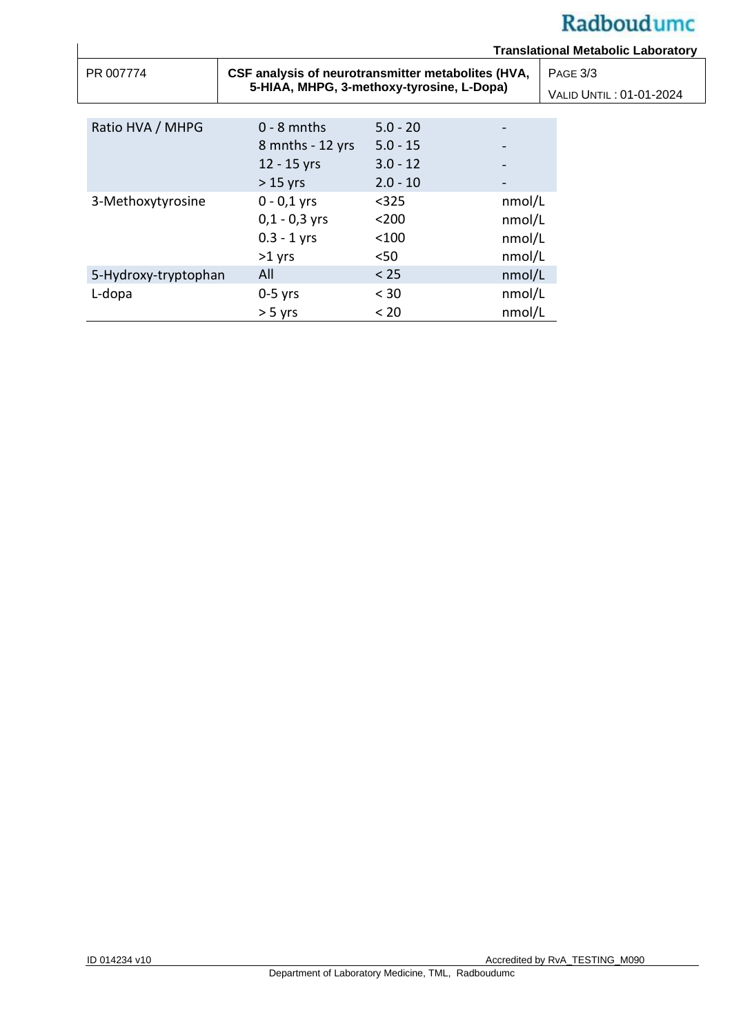| | | | |
|---|---|---|---|
| Ratio HVA / MHPG | 0 - 8 mnths | 5.0 - 20 | - |
| | 8 mnths - 12 yrs | 5.0 - 15 | - |
| | 12 - 15 yrs | 3.0 - 12 | - |
| | > 15 yrs | 2.0 - 10 | - |
| 3-Methoxytyrosine | 0 - 0,1 yrs | <325 | nmol/L |
| | 0,1 - 0,3 yrs | <200 | nmol/L |
| | 0.3 - 1 yrs | <100 | nmol/L |
| | >1 yrs | <50 | nmol/L |
| 5-Hydroxy-tryptophan | All | < 25 | nmol/L |
| L-dopa | 0-5 yrs | < 30 | nmol/L |
| | > 5 yrs | < 20 | nmol/L |